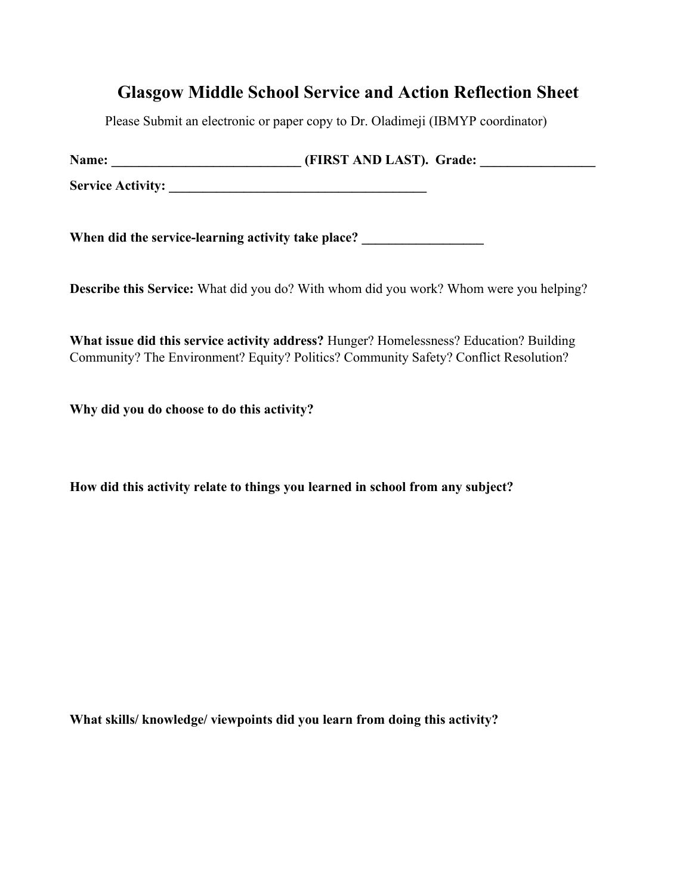# Glasgow Middle School Service and Action Reflection Sheet

Please Submit an electronic or paper copy to Dr. Oladimeji (IBMYP coordinator)

**Name: ___________________________ (FIRST AND LAST). Grade: _________________**

**Service Activity: ______________________________________**

**When did the service-learning activity take place? _________________**

**Describe this Service:** What did you do? With whom did you work? Whom were you helping?

**What issue did this service activity address?** Hunger? Homelessness? Education? Building Community? The Environment? Equity? Politics? Community Safety? Conflict Resolution?

**Why did you do choose to do this activity?**

**How did this activity relate to things you learned in school from any subject?**

**What skills/ knowledge/ viewpoints did you learn from doing this activity?**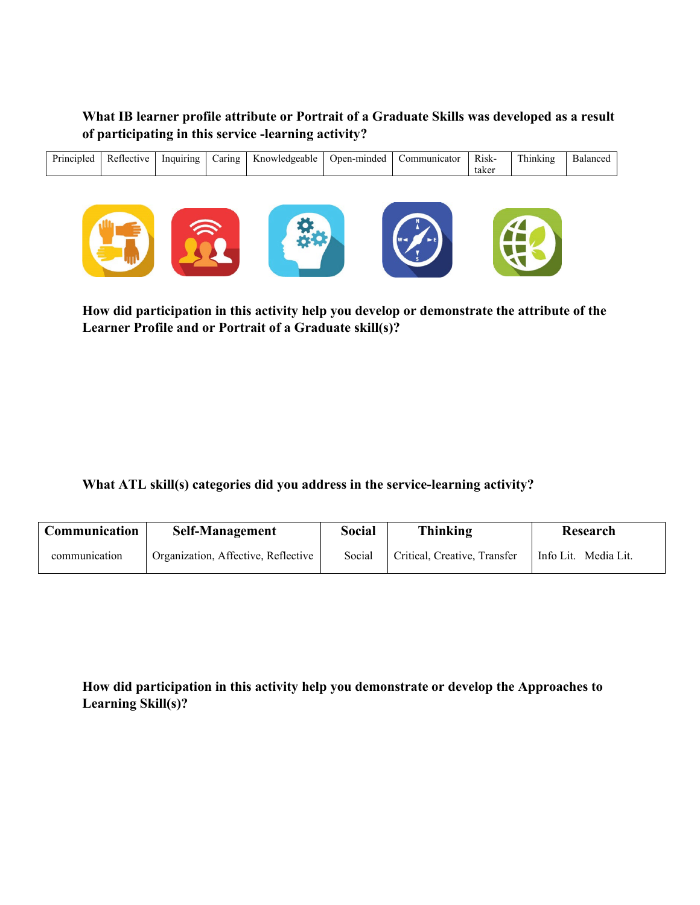**What IB learner profile attribute or Portrait of a Graduate Skills was developed as a result of participating in this service -learning activity?**

| | | | | | | | | | |
|---|---|---|---|---|---|---|---|---|---|
| Principled | Reflective | Inquiring | Caring | Knowledgeable | Open-minded | Communicator | Risk-taker | Thinking | Balanced |

**How did participation in this activity help you develop or demonstrate the attribute of the Learner Profile and or Portrait of a Graduate skill(s)?**

**What ATL skill(s) categories did you address in the service-learning activity?**

| Communication | Self-Management | Social | Thinking | Research |
|---|---|---|---|---|
| communication | Organization, Affective, Reflective | Social | Critical, Creative, Transfer | Info Lit. Media Lit. |

**How did participation in this activity help you demonstrate or develop the Approaches to Learning Skill(s)?**